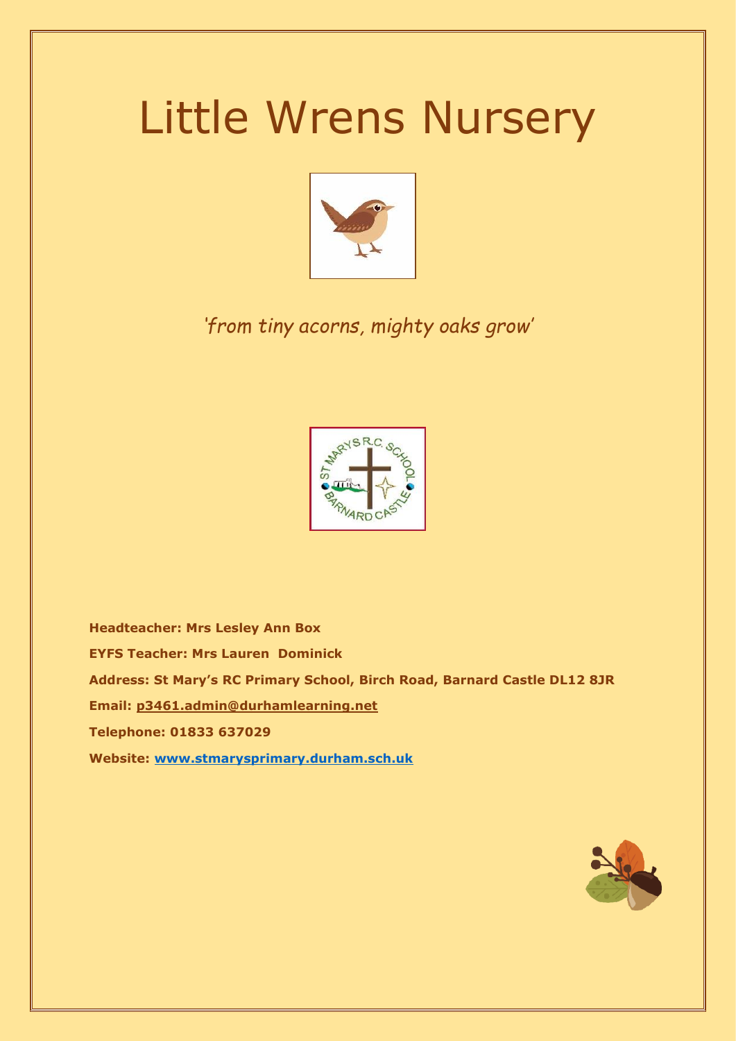# Little Wrens Nursery

*'from tiny acorns, mighty oaks grow'*

**Headteacher: Mrs Lesley Ann Box**

**EYFS Teacher: Mrs Lauren Dominick**

**Address: St Mary's RC Primary School, Birch Road, Barnard Castle DL12 8JR**

**Email: p3461.admin@durhamlearning.net**

**Telephone: 01833 637029**

**Website: www.stmarysprimary.durham.sch.uk**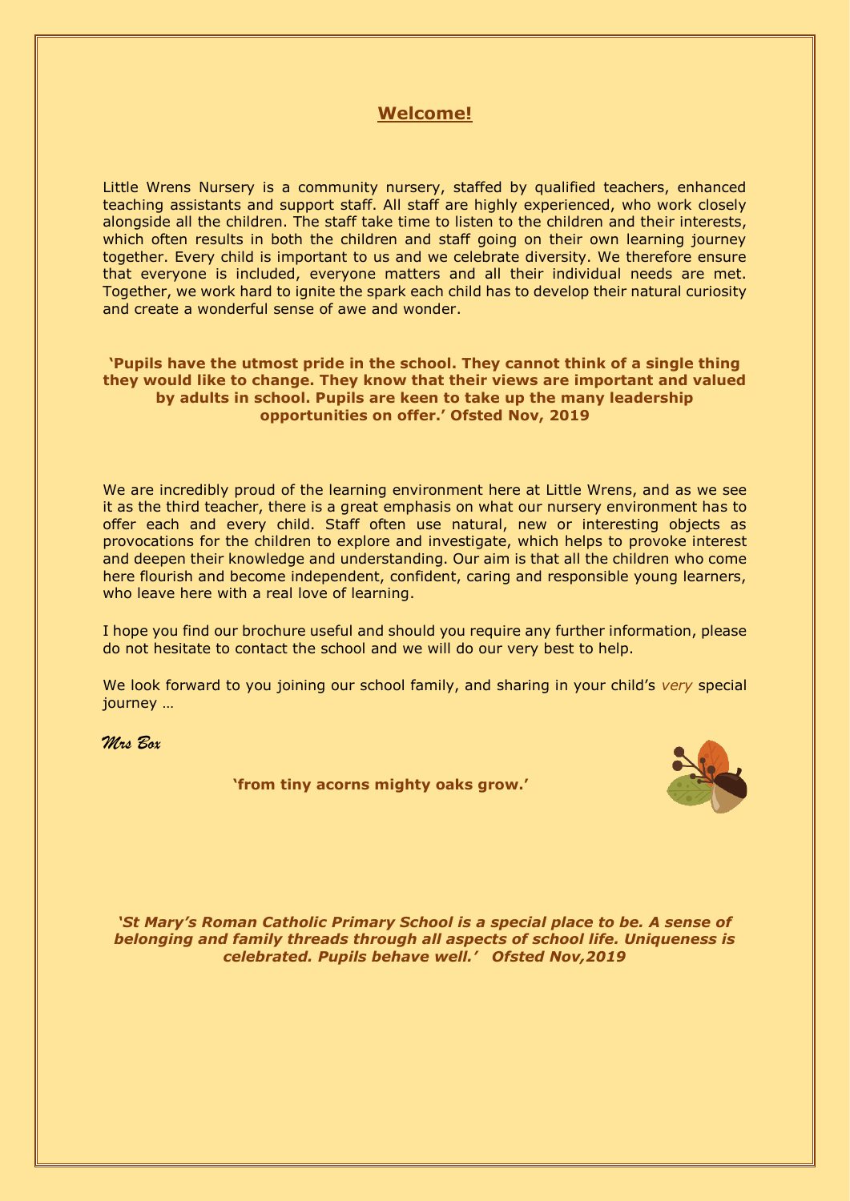## Welcome!

Little Wrens Nursery is a community nursery, staffed by qualified teachers, enhanced teaching assistants and support staff. All staff are highly experienced, who work closely alongside all the children. The staff take time to listen to the children and their interests, which often results in both the children and staff going on their own learning journey together. Every child is important to us and we celebrate diversity. We therefore ensure that everyone is included, everyone matters and all their individual needs are met. Together, we work hard to ignite the spark each child has to develop their natural curiosity and create a wonderful sense of awe and wonder.

**'Pupils have the utmost pride in the school. They cannot think of a single thing they would like to change. They know that their views are important and valued by adults in school. Pupils are keen to take up the many leadership opportunities on offer.' Ofsted Nov, 2019**

We are incredibly proud of the learning environment here at Little Wrens, and as we see it as the third teacher, there is a great emphasis on what our nursery environment has to offer each and every child. Staff often use natural, new or interesting objects as provocations for the children to explore and investigate, which helps to provoke interest and deepen their knowledge and understanding. Our aim is that all the children who come here flourish and become independent, confident, caring and responsible young learners, who leave here with a real love of learning.

I hope you find our brochure useful and should you require any further information, please do not hesitate to contact the school and we will do our very best to help.

We look forward to you joining our school family, and sharing in your child's *very* special journey …

*Mrs Box*

**'from tiny acorns mighty oaks grow.'**

***'St Mary's Roman Catholic Primary School is a special place to be. A sense of belonging and family threads through all aspects of school life. Uniqueness is celebrated. Pupils behave well.' Ofsted Nov,2019***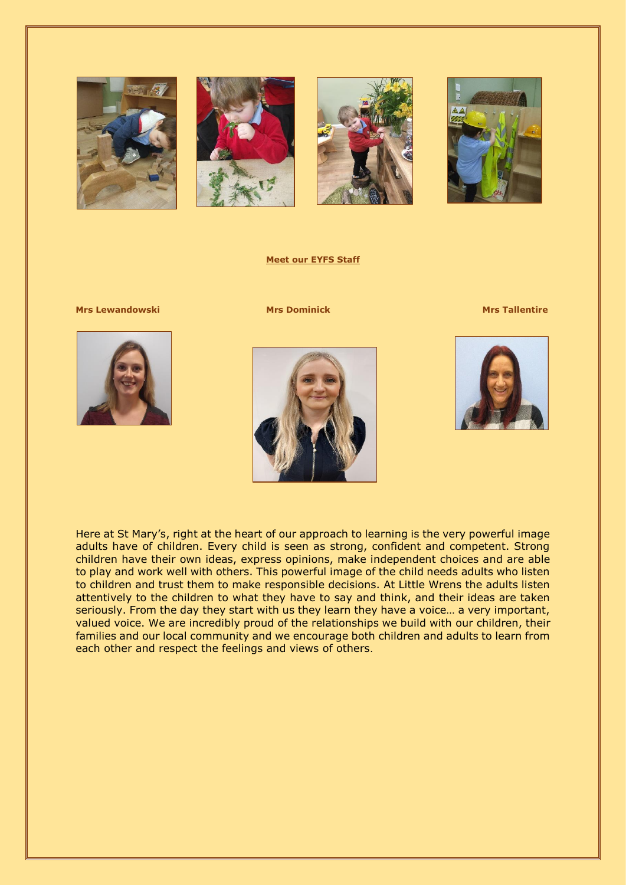**Meet our EYFS Staff**

**Mrs Lewandowski** **Mrs Dominick** **Mrs Tallentire**

Here at St Mary's, right at the heart of our approach to learning is the very powerful image adults have of children. Every child is seen as strong, confident and competent. Strong children have their own ideas, express opinions, make independent choices and are able to play and work well with others. This powerful image of the child needs adults who listen to children and trust them to make responsible decisions. At Little Wrens the adults listen attentively to the children to what they have to say and think, and their ideas are taken seriously. From the day they start with us they learn they have a voice… a very important, valued voice. We are incredibly proud of the relationships we build with our children, their families and our local community and we encourage both children and adults to learn from each other and respect the feelings and views of others.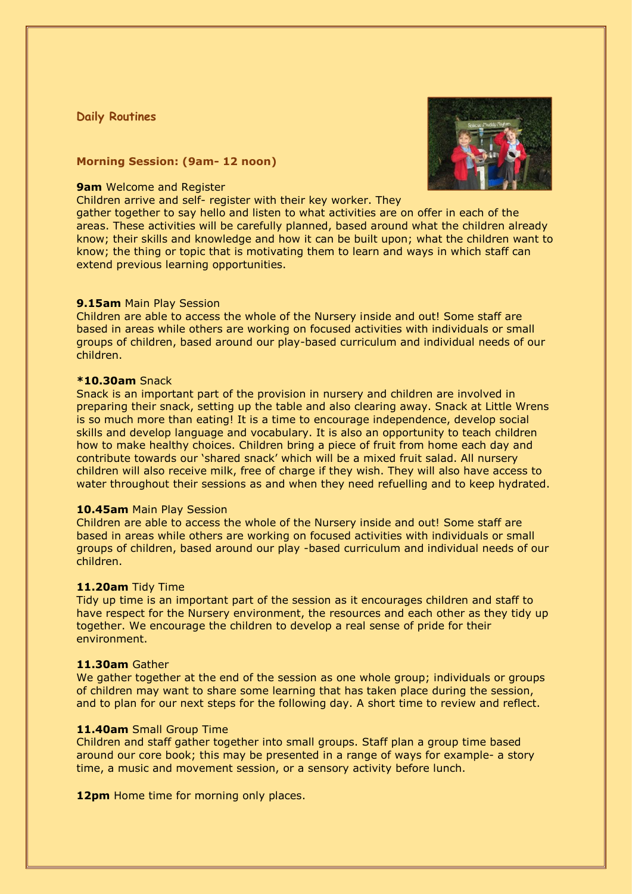## Daily Routines

### Morning Session: (9am- 12 noon)

**9am** Welcome and Register
Children arrive and self- register with their key worker. They gather together to say hello and listen to what activities are on offer in each of the areas. These activities will be carefully planned, based around what the children already know; their skills and knowledge and how it can be built upon; what the children want to know; the thing or topic that is motivating them to learn and ways in which staff can extend previous learning opportunities.

**9.15am** Main Play Session
Children are able to access the whole of the Nursery inside and out! Some staff are based in areas while others are working on focused activities with individuals or small groups of children, based around our play-based curriculum and individual needs of our children.

***10.30am** Snack
Snack is an important part of the provision in nursery and children are involved in preparing their snack, setting up the table and also clearing away. Snack at Little Wrens is so much more than eating! It is a time to encourage independence, develop social skills and develop language and vocabulary. It is also an opportunity to teach children how to make healthy choices. Children bring a piece of fruit from home each day and contribute towards our 'shared snack' which will be a mixed fruit salad. All nursery children will also receive milk, free of charge if they wish. They will also have access to water throughout their sessions as and when they need refuelling and to keep hydrated.

**10.45am** Main Play Session
Children are able to access the whole of the Nursery inside and out! Some staff are based in areas while others are working on focused activities with individuals or small groups of children, based around our play -based curriculum and individual needs of our children.

**11.20am** Tidy Time
Tidy up time is an important part of the session as it encourages children and staff to have respect for the Nursery environment, the resources and each other as they tidy up together. We encourage the children to develop a real sense of pride for their environment.

**11.30am** Gather
We gather together at the end of the session as one whole group; individuals or groups of children may want to share some learning that has taken place during the session, and to plan for our next steps for the following day. A short time to review and reflect.

**11.40am** Small Group Time
Children and staff gather together into small groups. Staff plan a group time based around our core book; this may be presented in a range of ways for example- a story time, a music and movement session, or a sensory activity before lunch.

**12pm** Home time for morning only places.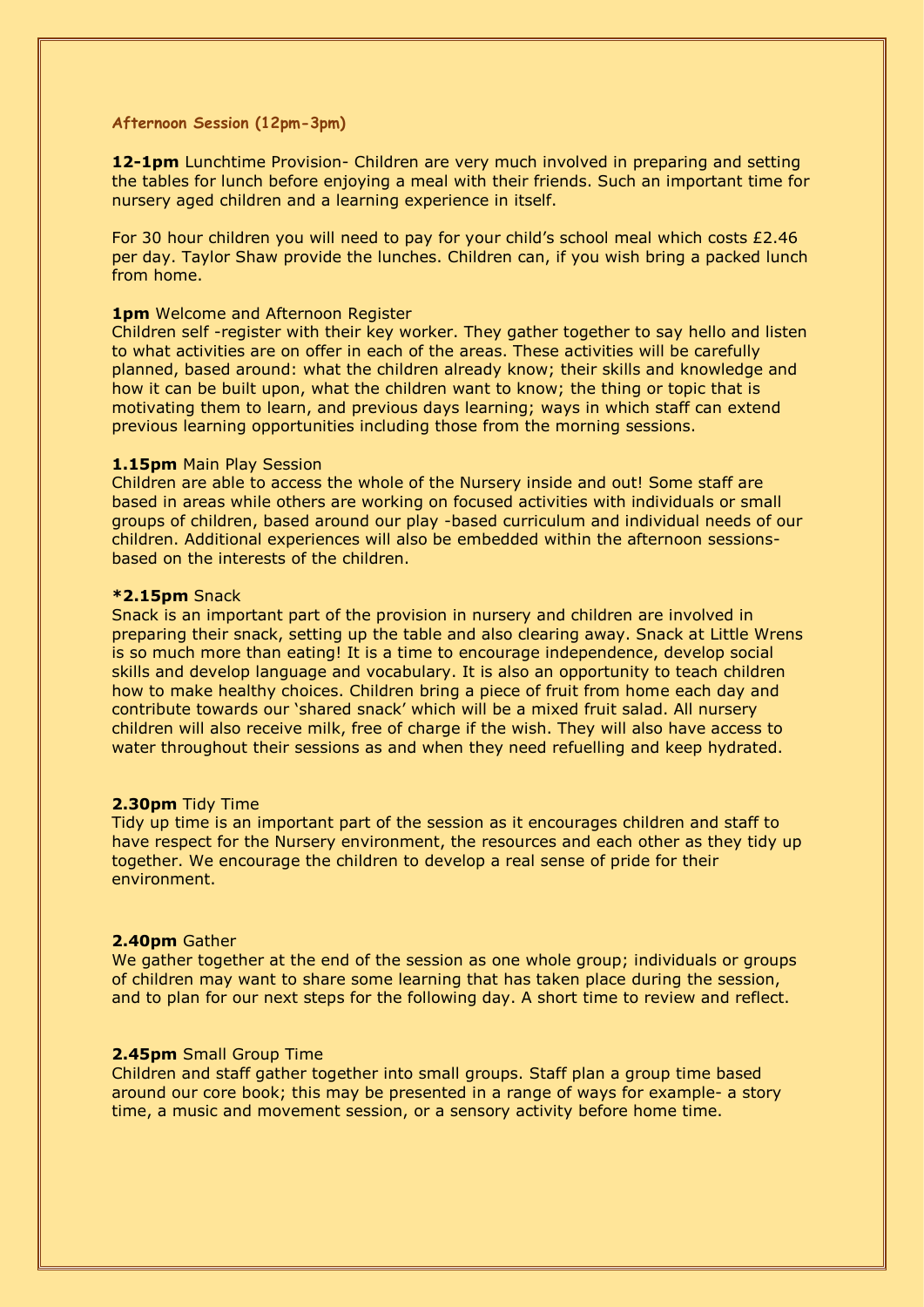### Afternoon Session (12pm-3pm)

**12-1pm** Lunchtime Provision- Children are very much involved in preparing and setting the tables for lunch before enjoying a meal with their friends. Such an important time for nursery aged children and a learning experience in itself.

For 30 hour children you will need to pay for your child's school meal which costs £2.46 per day. Taylor Shaw provide the lunches. Children can, if you wish bring a packed lunch from home.

**1pm** Welcome and Afternoon Register
Children self -register with their key worker. They gather together to say hello and listen to what activities are on offer in each of the areas. These activities will be carefully planned, based around: what the children already know; their skills and knowledge and how it can be built upon, what the children want to know; the thing or topic that is motivating them to learn, and previous days learning; ways in which staff can extend previous learning opportunities including those from the morning sessions.

**1.15pm** Main Play Session
Children are able to access the whole of the Nursery inside and out! Some staff are based in areas while others are working on focused activities with individuals or small groups of children, based around our play -based curriculum and individual needs of our children. Additional experiences will also be embedded within the afternoon sessions- based on the interests of the children.

**\*2.15pm** Snack
Snack is an important part of the provision in nursery and children are involved in preparing their snack, setting up the table and also clearing away. Snack at Little Wrens is so much more than eating! It is a time to encourage independence, develop social skills and develop language and vocabulary. It is also an opportunity to teach children how to make healthy choices. Children bring a piece of fruit from home each day and contribute towards our 'shared snack' which will be a mixed fruit salad. All nursery children will also receive milk, free of charge if the wish. They will also have access to water throughout their sessions as and when they need refuelling and keep hydrated.

**2.30pm** Tidy Time
Tidy up time is an important part of the session as it encourages children and staff to have respect for the Nursery environment, the resources and each other as they tidy up together. We encourage the children to develop a real sense of pride for their environment.

**2.40pm** Gather
We gather together at the end of the session as one whole group; individuals or groups of children may want to share some learning that has taken place during the session, and to plan for our next steps for the following day. A short time to review and reflect.

**2.45pm** Small Group Time
Children and staff gather together into small groups. Staff plan a group time based around our core book; this may be presented in a range of ways for example- a story time, a music and movement session, or a sensory activity before home time.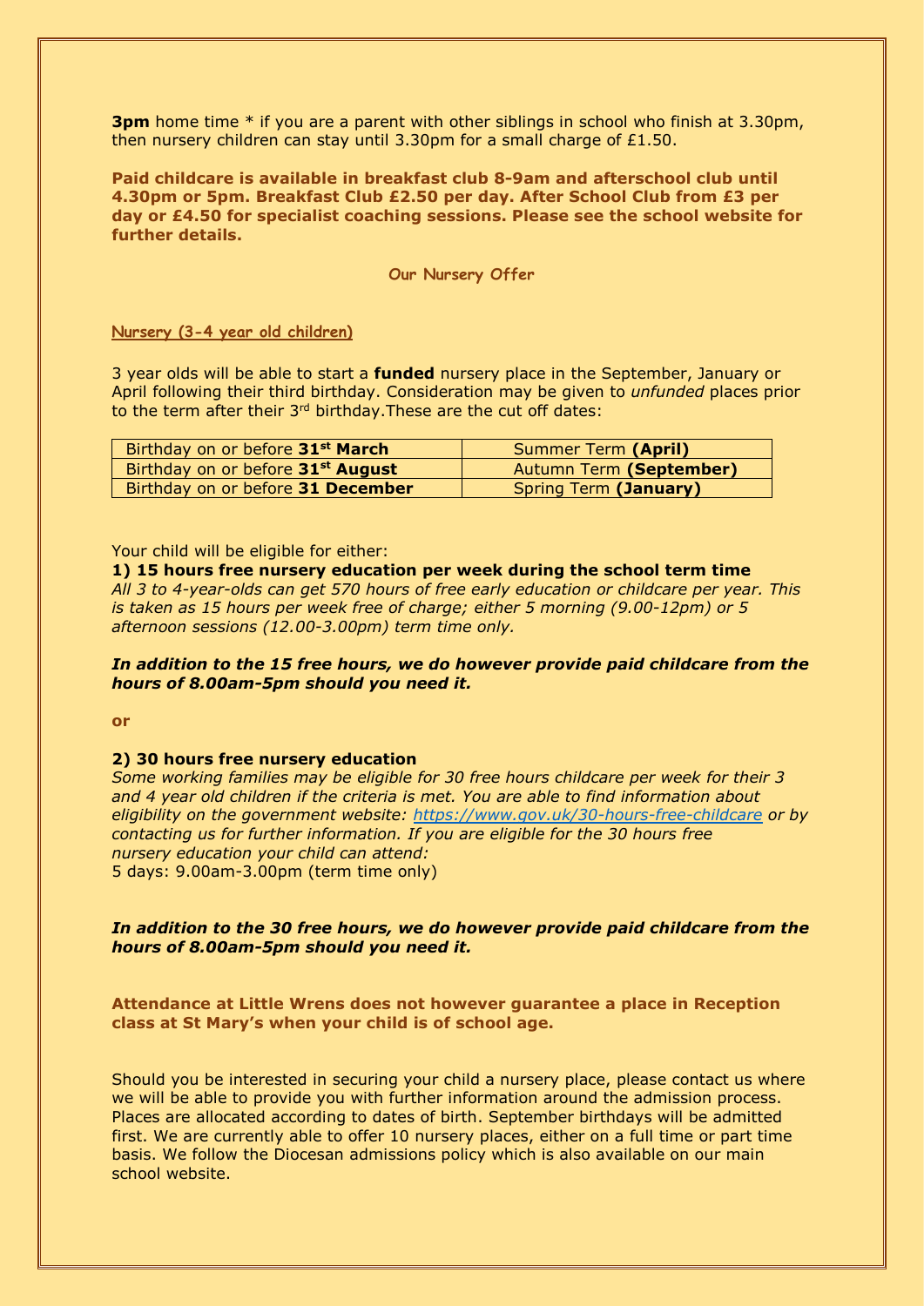**3pm** home time * if you are a parent with other siblings in school who finish at 3.30pm, then nursery children can stay until 3.30pm for a small charge of £1.50.

**Paid childcare is available in breakfast club 8-9am and afterschool club until 4.30pm or 5pm. Breakfast Club £2.50 per day. After School Club from £3 per day or £4.50 for specialist coaching sessions. Please see the school website for further details.**

## Our Nursery Offer

### Nursery (3-4 year old children)

3 year olds will be able to start a **funded** nursery place in the September, January or April following their third birthday. Consideration may be given to *unfunded* places prior to the term after their 3rd birthday.These are the cut off dates:

| Birthday | Term |
|---|---|
| Birthday on or before **31st March** | Summer Term **(April)** |
| Birthday on or before **31st August** | Autumn Term **(September)** |
| Birthday on or before **31 December** | Spring Term **(January)** |

Your child will be eligible for either:

**1) 15 hours free nursery education per week during the school term time**

*All 3 to 4-year-olds can get 570 hours of free early education or childcare per year. This is taken as 15 hours per week free of charge; either 5 morning (9.00-12pm) or 5 afternoon sessions (12.00-3.00pm) term time only.*

***In addition to the 15 free hours, we do however provide paid childcare from the hours of 8.00am-5pm should you need it.***

**or**

**2) 30 hours free nursery education**

*Some working families may be eligible for 30 free hours childcare per week for their 3 and 4 year old children if the criteria is met. You are able to find information about eligibility on the government website: [https://www.gov.uk/30-hours-free-childcare](https://www.gov.uk/30-hours-free-childcare) or by contacting us for further information. If you are eligible for the 30 hours free nursery education your child can attend:*

5 days: 9.00am-3.00pm (term time only)

***In addition to the 30 free hours, we do however provide paid childcare from the hours of 8.00am-5pm should you need it.***

**Attendance at Little Wrens does not however guarantee a place in Reception class at St Mary's when your child is of school age.**

Should you be interested in securing your child a nursery place, please contact us where we will be able to provide you with further information around the admission process. Places are allocated according to dates of birth. September birthdays will be admitted first. We are currently able to offer 10 nursery places, either on a full time or part time basis. We follow the Diocesan admissions policy which is also available on our main school website.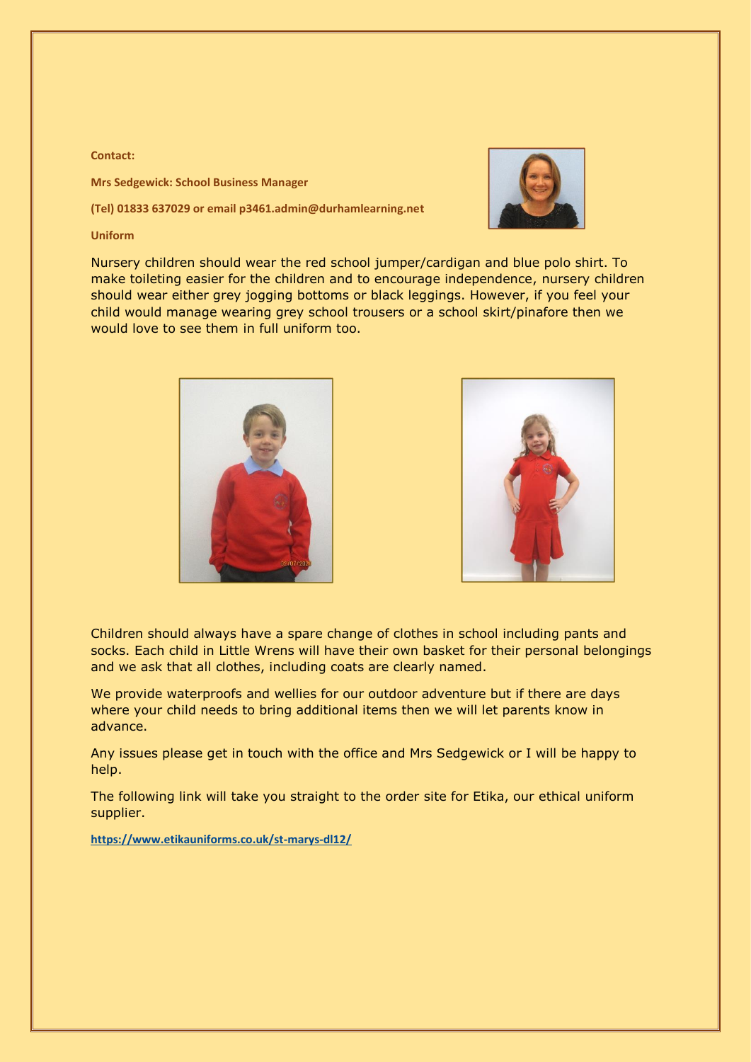**Contact:**

**Mrs Sedgewick: School Business Manager**

**(Tel) 01833 637029 or email p3461.admin@durhamlearning.net**

**Uniform**

Nursery children should wear the red school jumper/cardigan and blue polo shirt. To make toileting easier for the children and to encourage independence, nursery children should wear either grey jogging bottoms or black leggings. However, if you feel your child would manage wearing grey school trousers or a school skirt/pinafore then we would love to see them in full uniform too.

Children should always have a spare change of clothes in school including pants and socks. Each child in Little Wrens will have their own basket for their personal belongings and we ask that all clothes, including coats are clearly named.

We provide waterproofs and wellies for our outdoor adventure but if there are days where your child needs to bring additional items then we will let parents know in advance.

Any issues please get in touch with the office and Mrs Sedgewick or I will be happy to help.

The following link will take you straight to the order site for Etika, our ethical uniform supplier.

https://www.etikauniforms.co.uk/st-marys-dl12/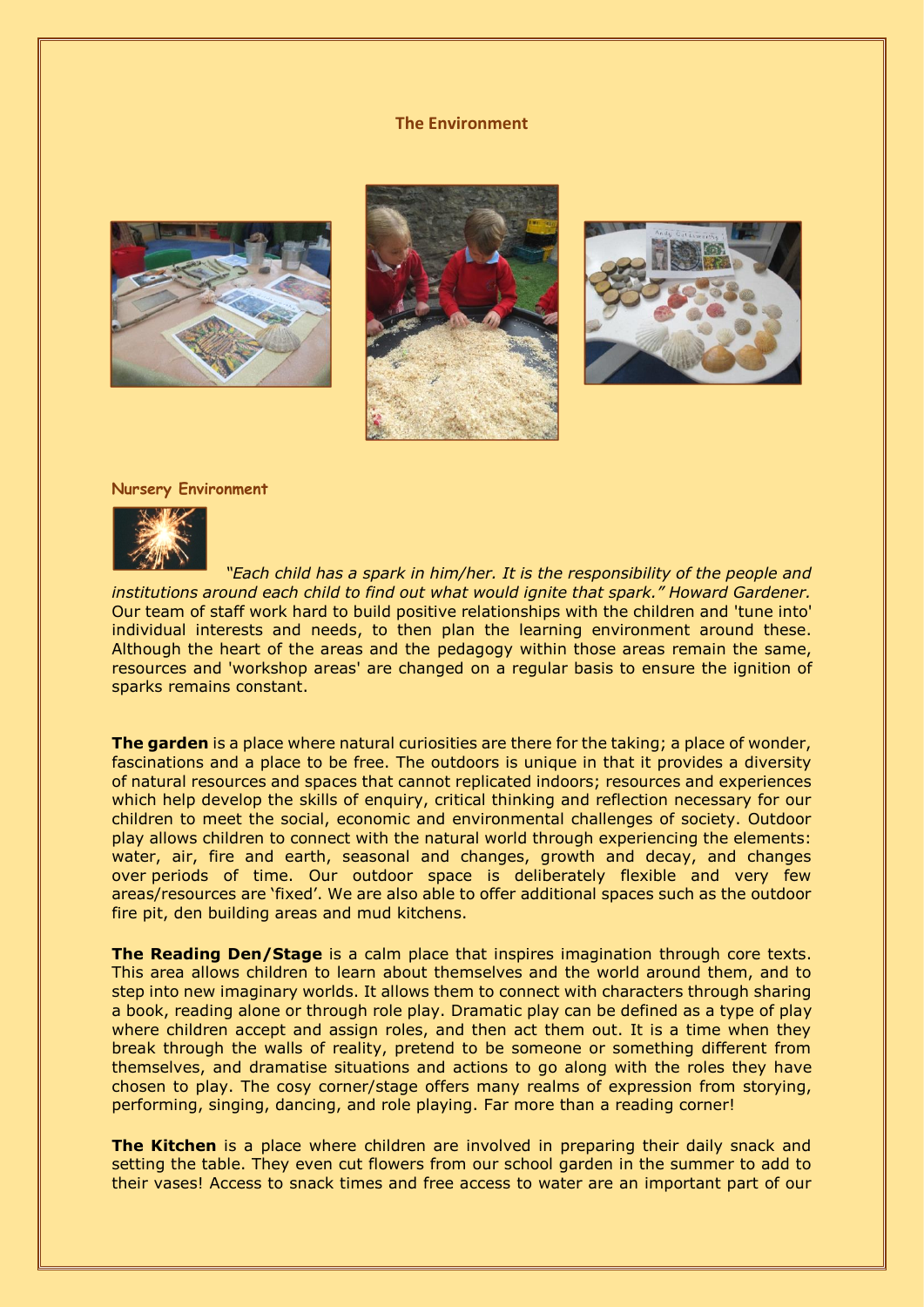## The Environment

### Nursery Environment

*"Each child has a spark in him/her. It is the responsibility of the people and institutions around each child to find out what would ignite that spark." Howard Gardener.* Our team of staff work hard to build positive relationships with the children and 'tune into' individual interests and needs, to then plan the learning environment around these. Although the heart of the areas and the pedagogy within those areas remain the same, resources and 'workshop areas' are changed on a regular basis to ensure the ignition of sparks remains constant.

**The garden** is a place where natural curiosities are there for the taking; a place of wonder, fascinations and a place to be free. The outdoors is unique in that it provides a diversity of natural resources and spaces that cannot replicated indoors; resources and experiences which help develop the skills of enquiry, critical thinking and reflection necessary for our children to meet the social, economic and environmental challenges of society. Outdoor play allows children to connect with the natural world through experiencing the elements: water, air, fire and earth, seasonal and changes, growth and decay, and changes over periods of time. Our outdoor space is deliberately flexible and very few areas/resources are 'fixed'. We are also able to offer additional spaces such as the outdoor fire pit, den building areas and mud kitchens.

**The Reading Den/Stage** is a calm place that inspires imagination through core texts. This area allows children to learn about themselves and the world around them, and to step into new imaginary worlds. It allows them to connect with characters through sharing a book, reading alone or through role play. Dramatic play can be defined as a type of play where children accept and assign roles, and then act them out. It is a time when they break through the walls of reality, pretend to be someone or something different from themselves, and dramatise situations and actions to go along with the roles they have chosen to play. The cosy corner/stage offers many realms of expression from storying, performing, singing, dancing, and role playing. Far more than a reading corner!

**The Kitchen** is a place where children are involved in preparing their daily snack and setting the table. They even cut flowers from our school garden in the summer to add to their vases! Access to snack times and free access to water are an important part of our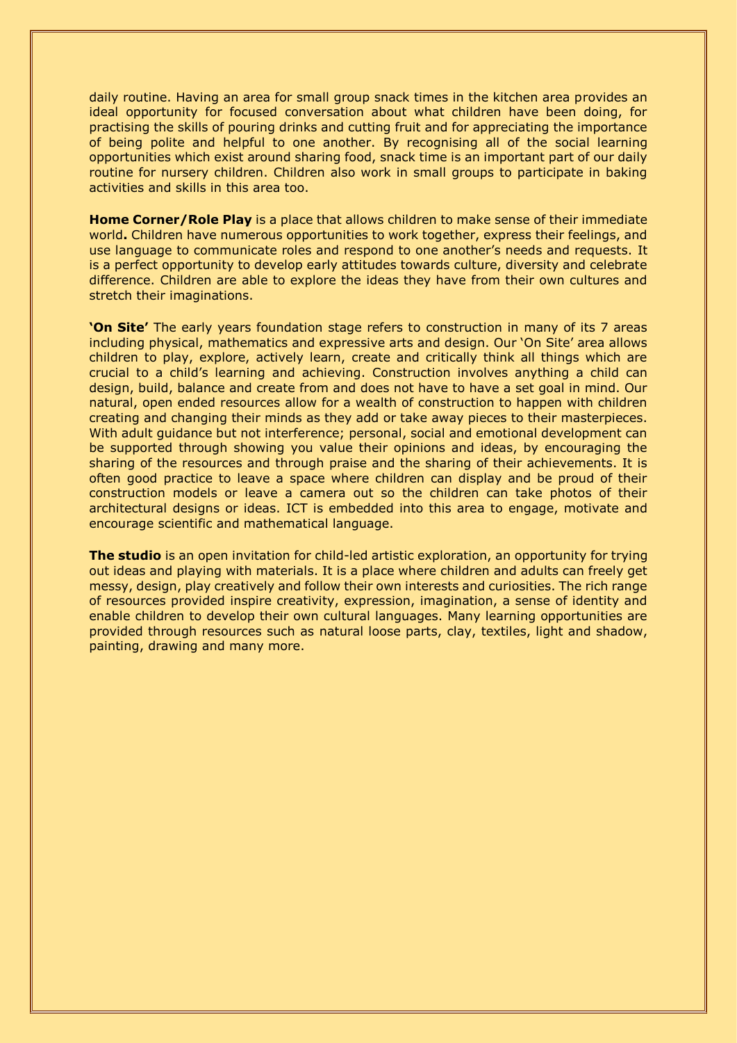daily routine. Having an area for small group snack times in the kitchen area provides an ideal opportunity for focused conversation about what children have been doing, for practising the skills of pouring drinks and cutting fruit and for appreciating the importance of being polite and helpful to one another. By recognising all of the social learning opportunities which exist around sharing food, snack time is an important part of our daily routine for nursery children. Children also work in small groups to participate in baking activities and skills in this area too.

**Home Corner/Role Play** is a place that allows children to make sense of their immediate world**.** Children have numerous opportunities to work together, express their feelings, and use language to communicate roles and respond to one another's needs and requests. It is a perfect opportunity to develop early attitudes towards culture, diversity and celebrate difference. Children are able to explore the ideas they have from their own cultures and stretch their imaginations.

**'On Site'** The early years foundation stage refers to construction in many of its 7 areas including physical, mathematics and expressive arts and design. Our 'On Site' area allows children to play, explore, actively learn, create and critically think all things which are crucial to a child's learning and achieving. Construction involves anything a child can design, build, balance and create from and does not have to have a set goal in mind. Our natural, open ended resources allow for a wealth of construction to happen with children creating and changing their minds as they add or take away pieces to their masterpieces. With adult guidance but not interference; personal, social and emotional development can be supported through showing you value their opinions and ideas, by encouraging the sharing of the resources and through praise and the sharing of their achievements. It is often good practice to leave a space where children can display and be proud of their construction models or leave a camera out so the children can take photos of their architectural designs or ideas. ICT is embedded into this area to engage, motivate and encourage scientific and mathematical language.

**The studio** is an open invitation for child-led artistic exploration, an opportunity for trying out ideas and playing with materials. It is a place where children and adults can freely get messy, design, play creatively and follow their own interests and curiosities. The rich range of resources provided inspire creativity, expression, imagination, a sense of identity and enable children to develop their own cultural languages. Many learning opportunities are provided through resources such as natural loose parts, clay, textiles, light and shadow, painting, drawing and many more.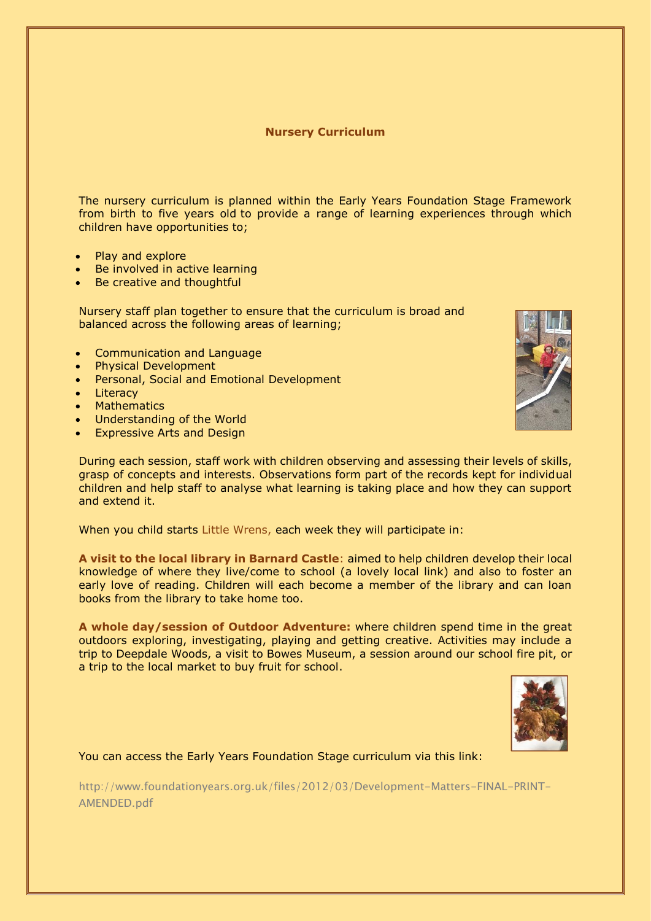## Nursery Curriculum

The nursery curriculum is planned within the Early Years Foundation Stage Framework from birth to five years old to provide a range of learning experiences through which children have opportunities to;

- Play and explore
- Be involved in active learning
- Be creative and thoughtful

Nursery staff plan together to ensure that the curriculum is broad and balanced across the following areas of learning;

- Communication and Language
- Physical Development
- Personal, Social and Emotional Development
- Literacy
- Mathematics
- Understanding of the World
- Expressive Arts and Design

During each session, staff work with children observing and assessing their levels of skills, grasp of concepts and interests. Observations form part of the records kept for individual children and help staff to analyse what learning is taking place and how they can support and extend it.

When you child starts Little Wrens, each week they will participate in:

**A visit to the local library in Barnard Castle**: aimed to help children develop their local knowledge of where they live/come to school (a lovely local link) and also to foster an early love of reading. Children will each become a member of the library and can loan books from the library to take home too.

**A whole day/session of Outdoor Adventure:** where children spend time in the great outdoors exploring, investigating, playing and getting creative. Activities may include a trip to Deepdale Woods, a visit to Bowes Museum, a session around our school fire pit, or a trip to the local market to buy fruit for school.

You can access the Early Years Foundation Stage curriculum via this link:

http://www.foundationyears.org.uk/files/2012/03/Development-Matters-FINAL-PRINT-AMENDED.pdf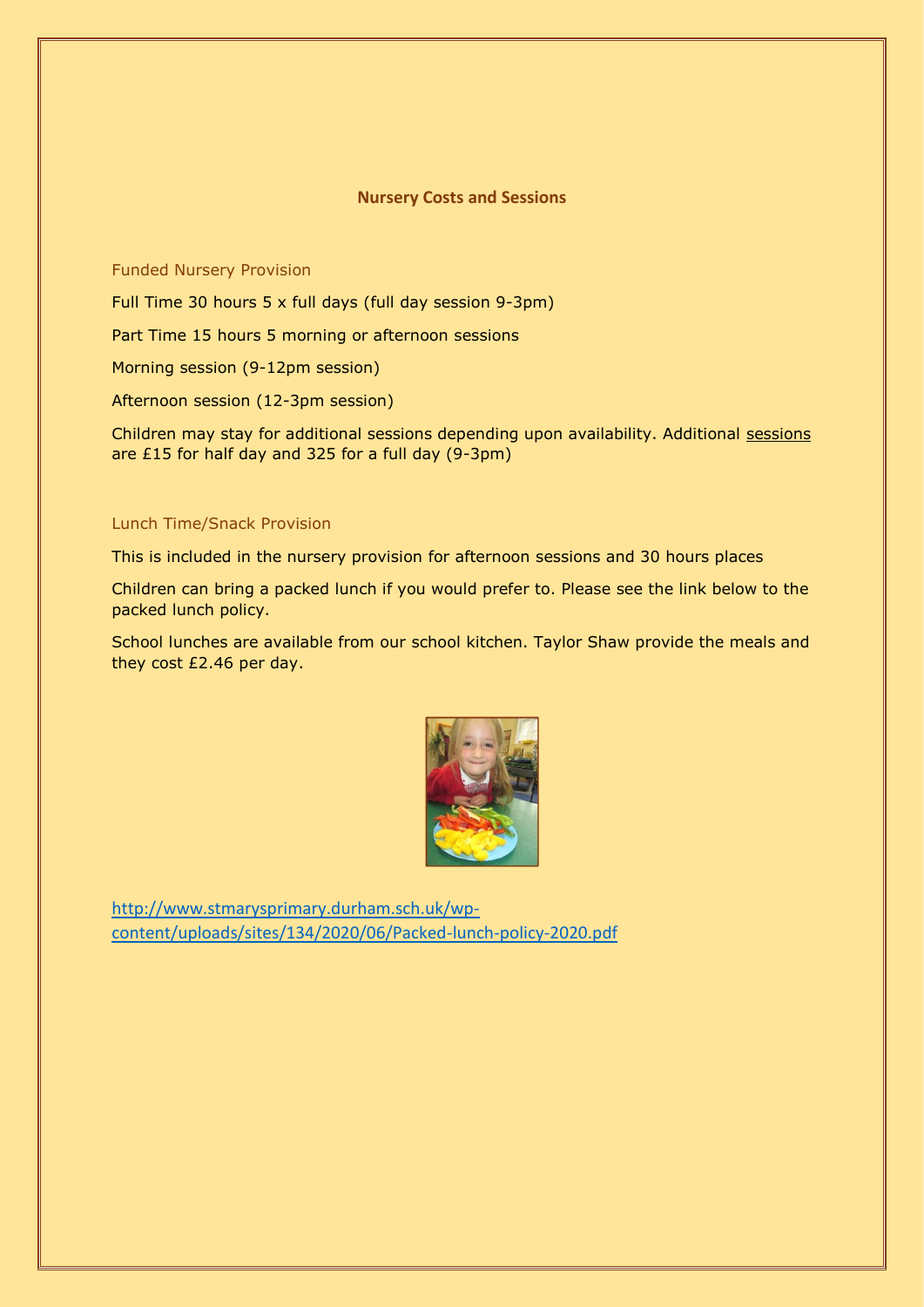## Nursery Costs and Sessions

### Funded Nursery Provision

Full Time 30 hours 5 x full days (full day session 9-3pm)

Part Time 15 hours 5 morning or afternoon sessions

Morning session (9-12pm session)

Afternoon session (12-3pm session)

Children may stay for additional sessions depending upon availability. Additional sessions are £15 for half day and 325 for a full day (9-3pm)

### Lunch Time/Snack Provision

This is included in the nursery provision for afternoon sessions and 30 hours places

Children can bring a packed lunch if you would prefer to. Please see the link below to the packed lunch policy.

School lunches are available from our school kitchen. Taylor Shaw provide the meals and they cost £2.46 per day.

http://www.stmarysprimary.durham.sch.uk/wp-content/uploads/sites/134/2020/06/Packed-lunch-policy-2020.pdf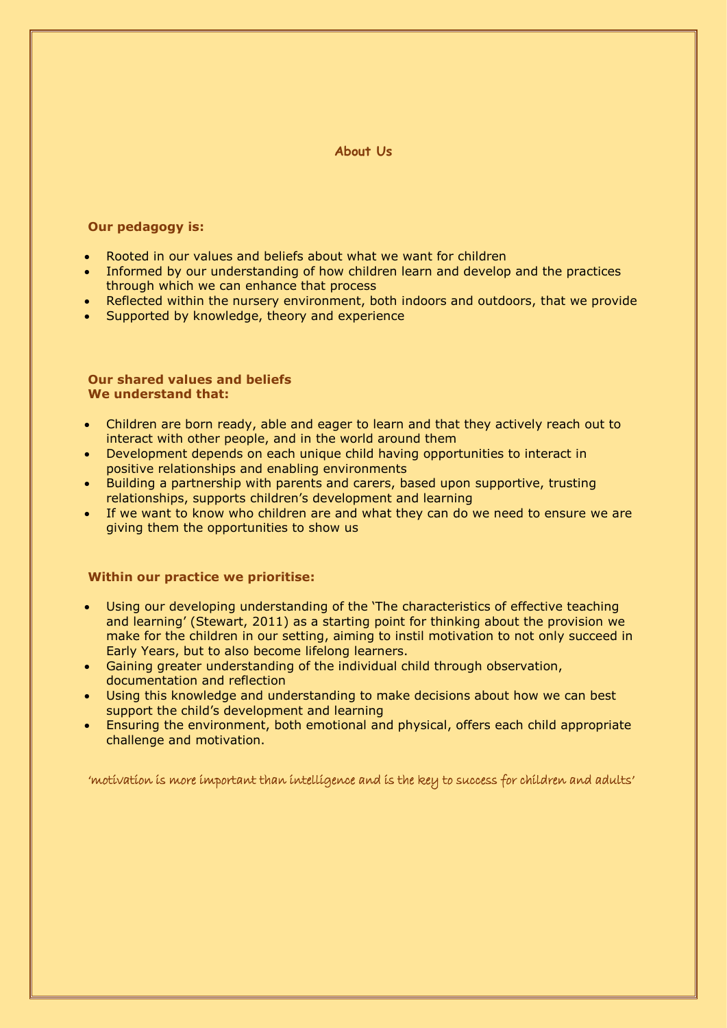# About Us

**Our pedagogy is:**

- Rooted in our values and beliefs about what we want for children
- Informed by our understanding of how children learn and develop and the practices through which we can enhance that process
- Reflected within the nursery environment, both indoors and outdoors, that we provide
- Supported by knowledge, theory and experience

**Our shared values and beliefs**
**We understand that:**

- Children are born ready, able and eager to learn and that they actively reach out to interact with other people, and in the world around them
- Development depends on each unique child having opportunities to interact in positive relationships and enabling environments
- Building a partnership with parents and carers, based upon supportive, trusting relationships, supports children's development and learning
- If we want to know who children are and what they can do we need to ensure we are giving them the opportunities to show us

**Within our practice we prioritise:**

- Using our developing understanding of the 'The characteristics of effective teaching and learning' (Stewart, 2011) as a starting point for thinking about the provision we make for the children in our setting, aiming to instil motivation to not only succeed in Early Years, but to also become lifelong learners.
- Gaining greater understanding of the individual child through observation, documentation and reflection
- Using this knowledge and understanding to make decisions about how we can best support the child's development and learning
- Ensuring the environment, both emotional and physical, offers each child appropriate challenge and motivation.

*'motivation is more important than intelligence and is the key to success for children and adults'*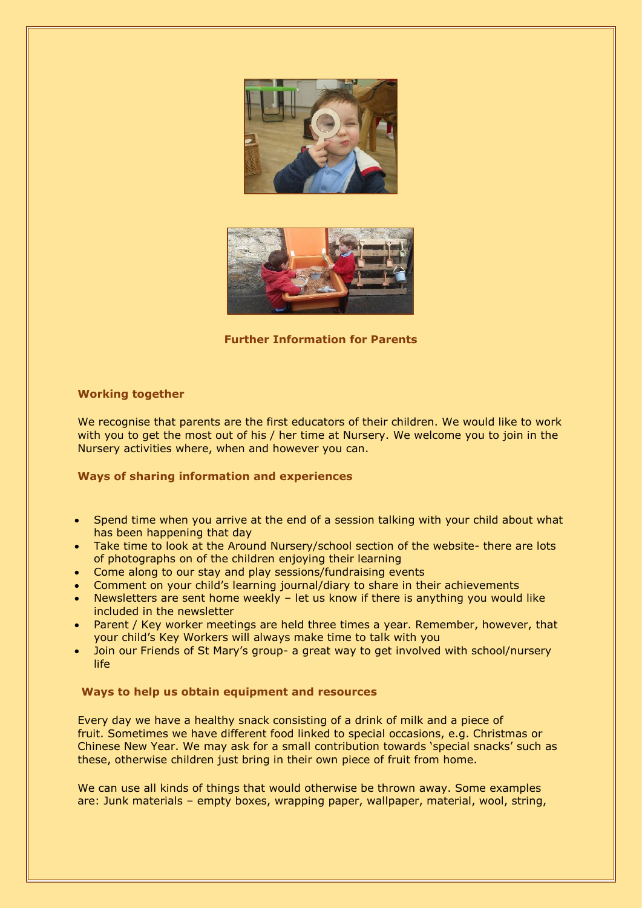**Further Information for Parents**

### Working together

We recognise that parents are the first educators of their children. We would like to work with you to get the most out of his / her time at Nursery. We welcome you to join in the Nursery activities where, when and however you can.

### Ways of sharing information and experiences

- Spend time when you arrive at the end of a session talking with your child about what has been happening that day
- Take time to look at the Around Nursery/school section of the website- there are lots of photographs on of the children enjoying their learning
- Come along to our stay and play sessions/fundraising events
- Comment on your child's learning journal/diary to share in their achievements
- Newsletters are sent home weekly – let us know if there is anything you would like included in the newsletter
- Parent / Key worker meetings are held three times a year. Remember, however, that your child's Key Workers will always make time to talk with you
- Join our Friends of St Mary's group- a great way to get involved with school/nursery life

### Ways to help us obtain equipment and resources

Every day we have a healthy snack consisting of a drink of milk and a piece of fruit. Sometimes we have different food linked to special occasions, e.g. Christmas or Chinese New Year. We may ask for a small contribution towards 'special snacks' such as these, otherwise children just bring in their own piece of fruit from home.

We can use all kinds of things that would otherwise be thrown away. Some examples are: Junk materials – empty boxes, wrapping paper, wallpaper, material, wool, string,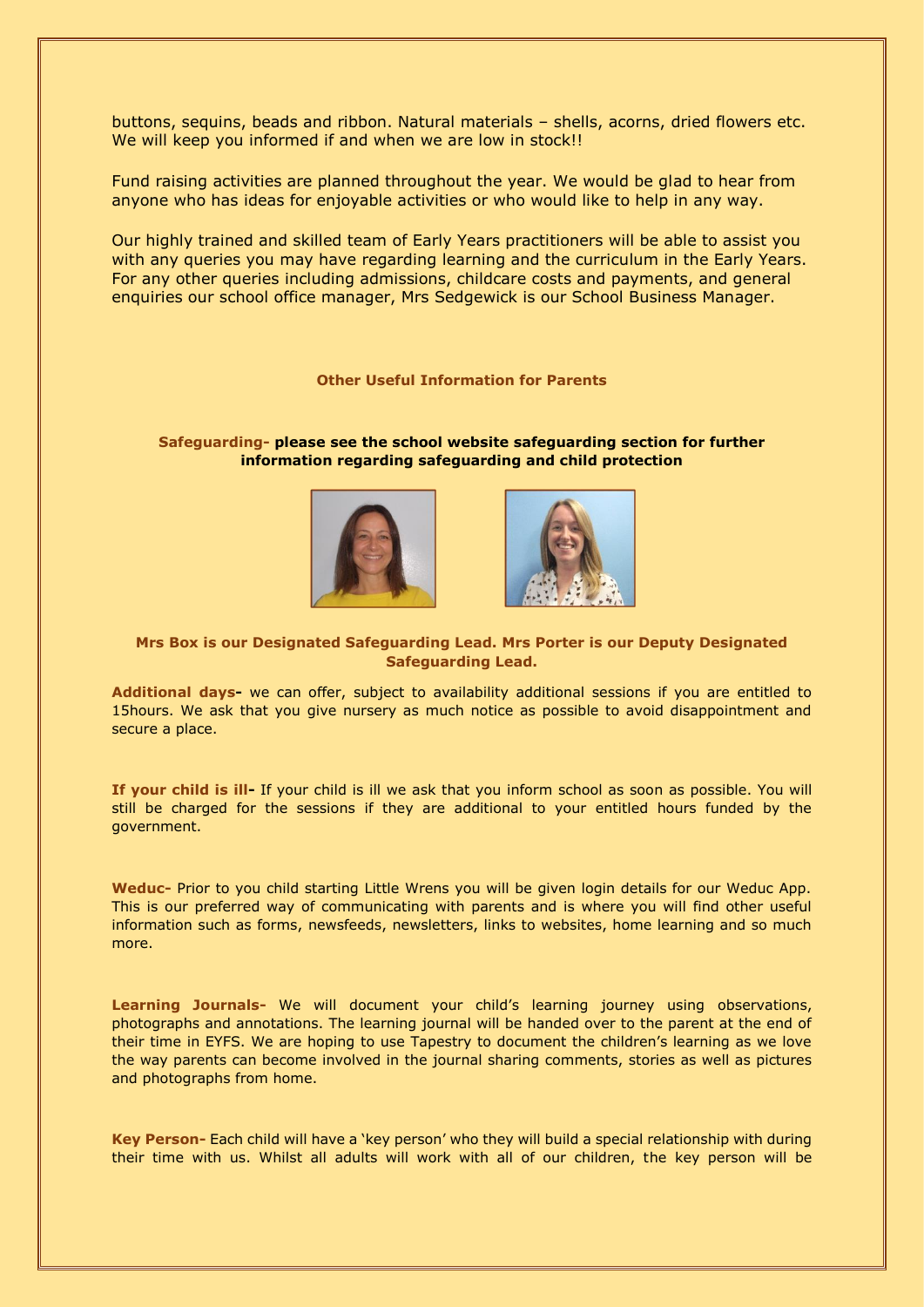buttons, sequins, beads and ribbon. Natural materials – shells, acorns, dried flowers etc. We will keep you informed if and when we are low in stock!!

Fund raising activities are planned throughout the year. We would be glad to hear from anyone who has ideas for enjoyable activities or who would like to help in any way.

Our highly trained and skilled team of Early Years practitioners will be able to assist you with any queries you may have regarding learning and the curriculum in the Early Years. For any other queries including admissions, childcare costs and payments, and general enquiries our school office manager, Mrs Sedgewick is our School Business Manager.

## Other Useful Information for Parents

**Safeguarding- please see the school website safeguarding section for further information regarding safeguarding and child protection**

**Mrs Box is our Designated Safeguarding Lead. Mrs Porter is our Deputy Designated Safeguarding Lead.**

**Additional days-** we can offer, subject to availability additional sessions if you are entitled to 15hours. We ask that you give nursery as much notice as possible to avoid disappointment and secure a place.

**If your child is ill-** If your child is ill we ask that you inform school as soon as possible. You will still be charged for the sessions if they are additional to your entitled hours funded by the government.

**Weduc-** Prior to you child starting Little Wrens you will be given login details for our Weduc App. This is our preferred way of communicating with parents and is where you will find other useful information such as forms, newsfeeds, newsletters, links to websites, home learning and so much more.

**Learning Journals-** We will document your child's learning journey using observations, photographs and annotations. The learning journal will be handed over to the parent at the end of their time in EYFS. We are hoping to use Tapestry to document the children's learning as we love the way parents can become involved in the journal sharing comments, stories as well as pictures and photographs from home.

**Key Person-** Each child will have a 'key person' who they will build a special relationship with during their time with us. Whilst all adults will work with all of our children, the key person will be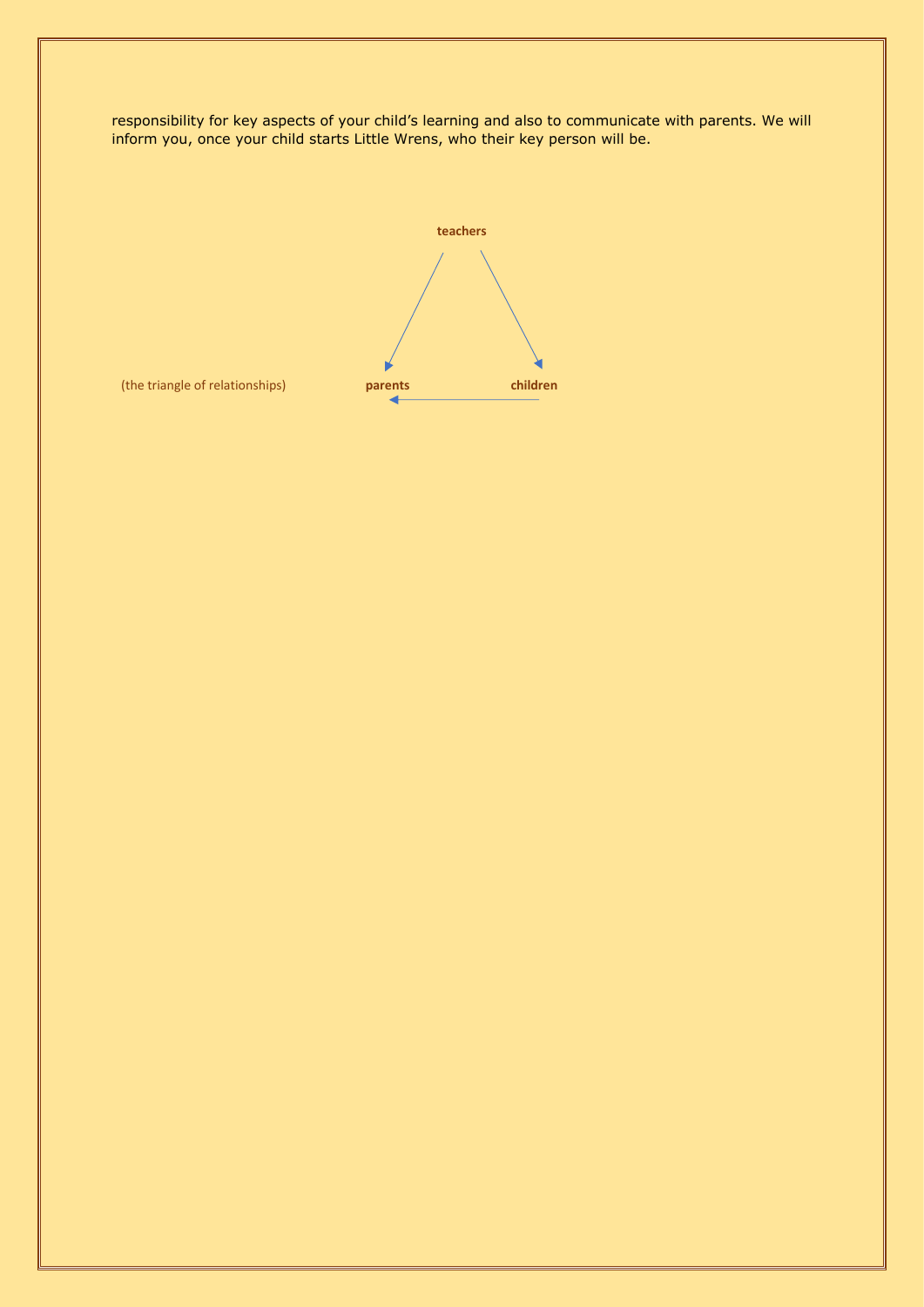responsibility for key aspects of your child's learning and also to communicate with parents. We will inform you, once your child starts Little Wrens, who their key person will be.

**teachers**

(the triangle of relationships) **parents** **children**